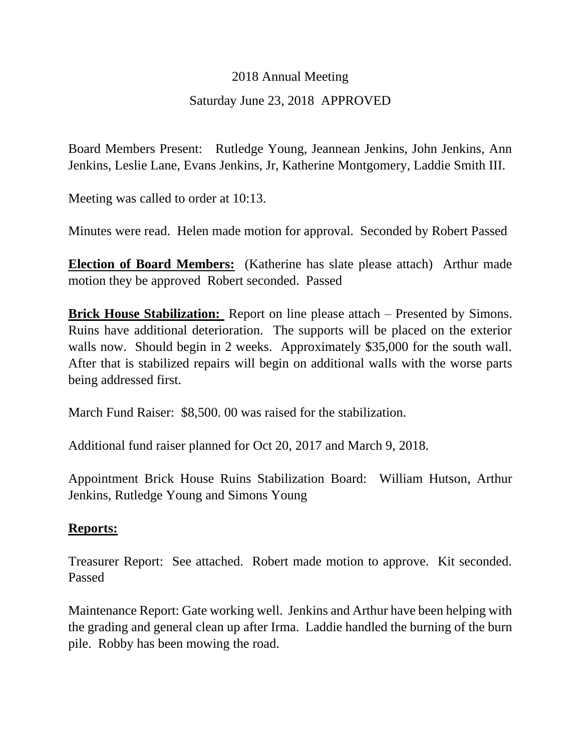2018 Annual Meeting

Saturday June 23, 2018 APPROVED

Board Members Present: Rutledge Young, Jeannean Jenkins, John Jenkins, Ann Jenkins, Leslie Lane, Evans Jenkins, Jr, Katherine Montgomery, Laddie Smith III.

Meeting was called to order at 10:13.

Minutes were read. Helen made motion for approval. Seconded by Robert Passed

**Election of Board Members:** (Katherine has slate please attach) Arthur made motion they be approved Robert seconded. Passed

**Brick House Stabilization:** Report on line please attach – Presented by Simons. Ruins have additional deterioration. The supports will be placed on the exterior walls now. Should begin in 2 weeks. Approximately $35,000 for the south wall. After that is stabilized repairs will begin on additional walls with the worse parts being addressed first.

March Fund Raiser: $8,500. 00 was raised for the stabilization.

Additional fund raiser planned for Oct 20, 2017 and March 9, 2018.

Appointment Brick House Ruins Stabilization Board: William Hutson, Arthur Jenkins, Rutledge Young and Simons Young

**Reports:**

Treasurer Report: See attached. Robert made motion to approve. Kit seconded. Passed

Maintenance Report: Gate working well. Jenkins and Arthur have been helping with the grading and general clean up after Irma. Laddie handled the burning of the burn pile. Robby has been mowing the road.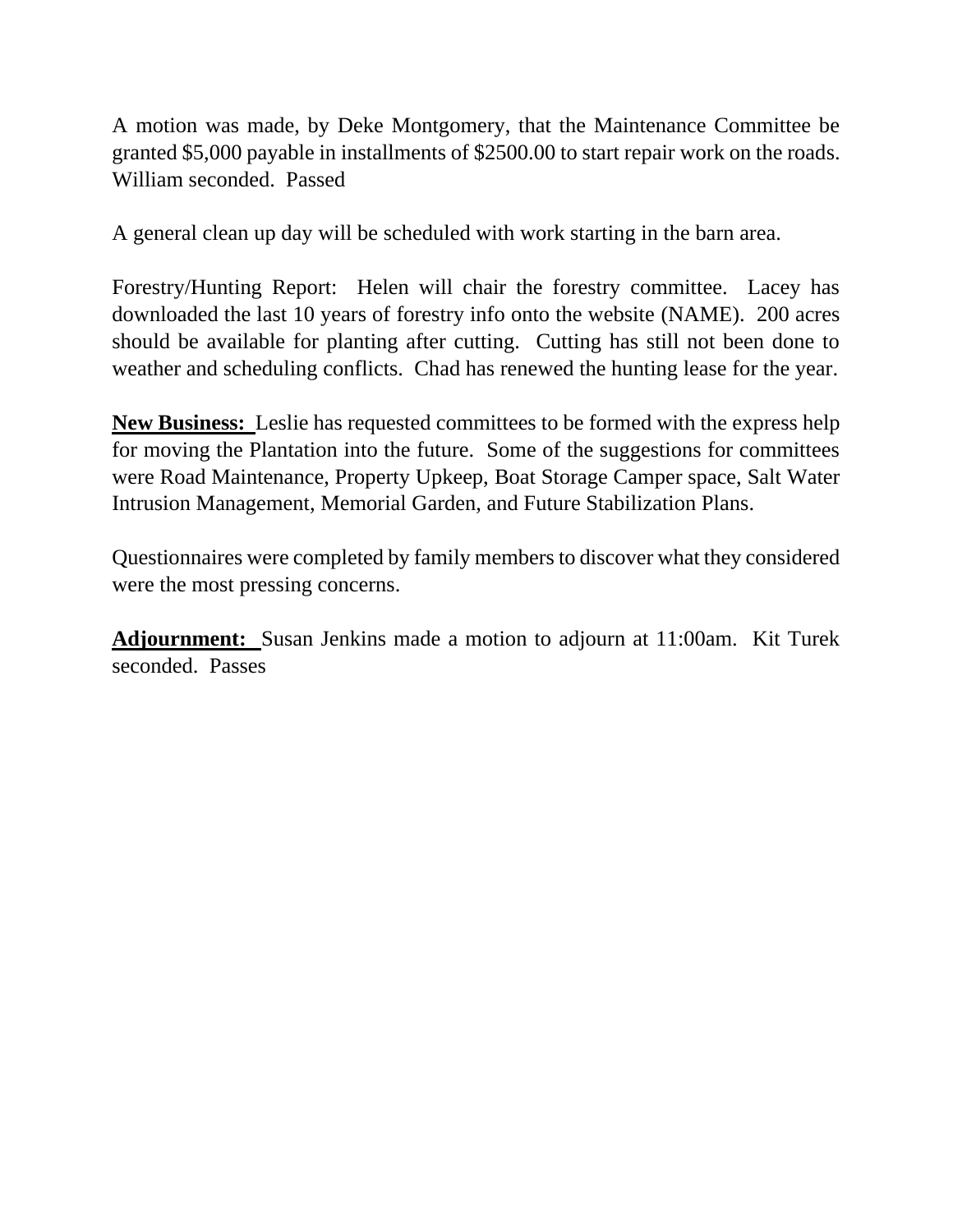A motion was made, by Deke Montgomery, that the Maintenance Committee be granted $5,000 payable in installments of $2500.00 to start repair work on the roads. William seconded. Passed

A general clean up day will be scheduled with work starting in the barn area.

Forestry/Hunting Report: Helen will chair the forestry committee. Lacey has downloaded the last 10 years of forestry info onto the website (NAME). 200 acres should be available for planting after cutting. Cutting has still not been done to weather and scheduling conflicts. Chad has renewed the hunting lease for the year.

**New Business:** Leslie has requested committees to be formed with the express help for moving the Plantation into the future. Some of the suggestions for committees were Road Maintenance, Property Upkeep, Boat Storage Camper space, Salt Water Intrusion Management, Memorial Garden, and Future Stabilization Plans.

Questionnaires were completed by family members to discover what they considered were the most pressing concerns.

**Adjournment:** Susan Jenkins made a motion to adjourn at 11:00am. Kit Turek seconded. Passes